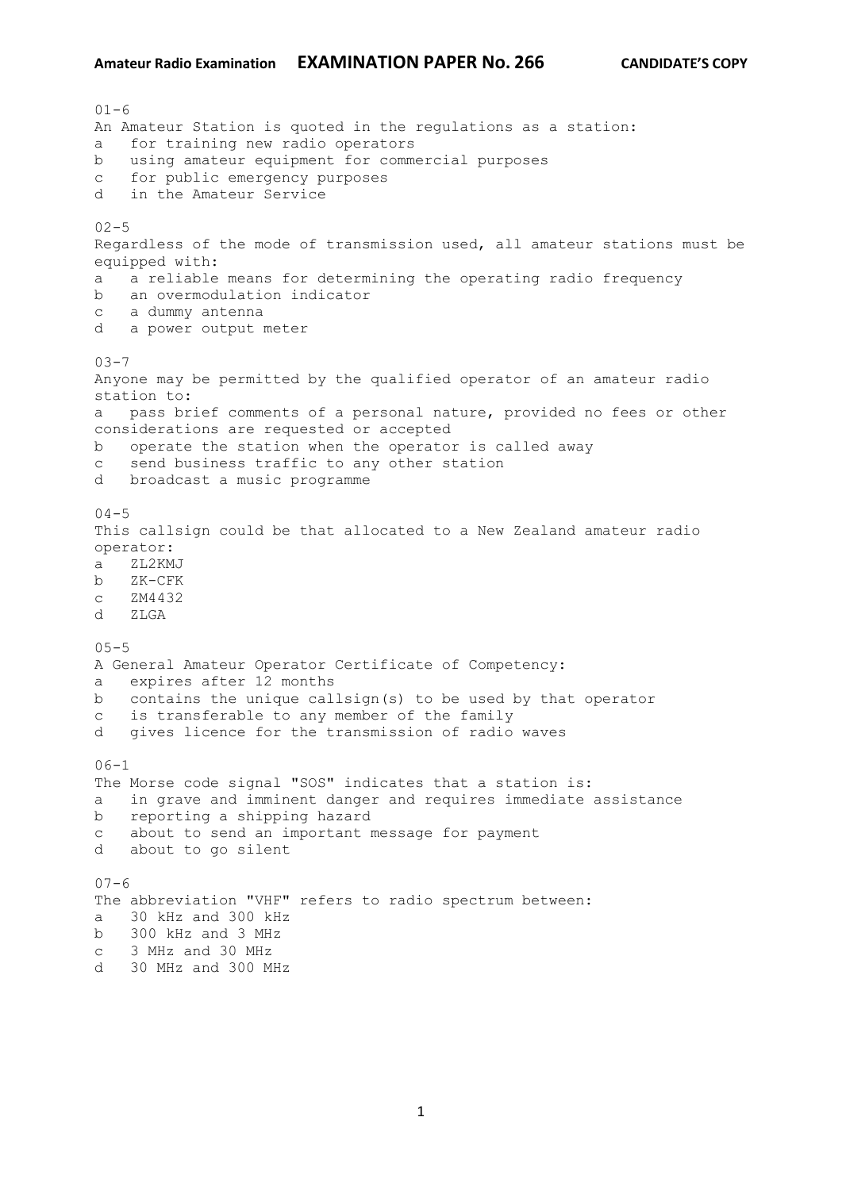**Amateur Radio Examination** **EXAMINATION PAPER No. 266** **CANDIDATE'S COPY**

01-6
An Amateur Station is quoted in the regulations as a station:
a for training new radio operators
b using amateur equipment for commercial purposes
c for public emergency purposes
d in the Amateur Service

02-5
Regardless of the mode of transmission used, all amateur stations must be equipped with:
a a reliable means for determining the operating radio frequency
b an overmodulation indicator
c a dummy antenna
d a power output meter

03-7
Anyone may be permitted by the qualified operator of an amateur radio station to:
a pass brief comments of a personal nature, provided no fees or other considerations are requested or accepted
b operate the station when the operator is called away
c send business traffic to any other station
d broadcast a music programme

04-5
This callsign could be that allocated to a New Zealand amateur radio operator:
a ZL2KMJ
b ZK-CFK
c ZM4432
d ZLGA

05-5
A General Amateur Operator Certificate of Competency:
a expires after 12 months
b contains the unique callsign(s) to be used by that operator
c is transferable to any member of the family
d gives licence for the transmission of radio waves

06-1
The Morse code signal "SOS" indicates that a station is:
a in grave and imminent danger and requires immediate assistance
b reporting a shipping hazard
c about to send an important message for payment
d about to go silent

07-6
The abbreviation "VHF" refers to radio spectrum between:
a 30 kHz and 300 kHz
b 300 kHz and 3 MHz
c 3 MHz and 30 MHz
d 30 MHz and 300 MHz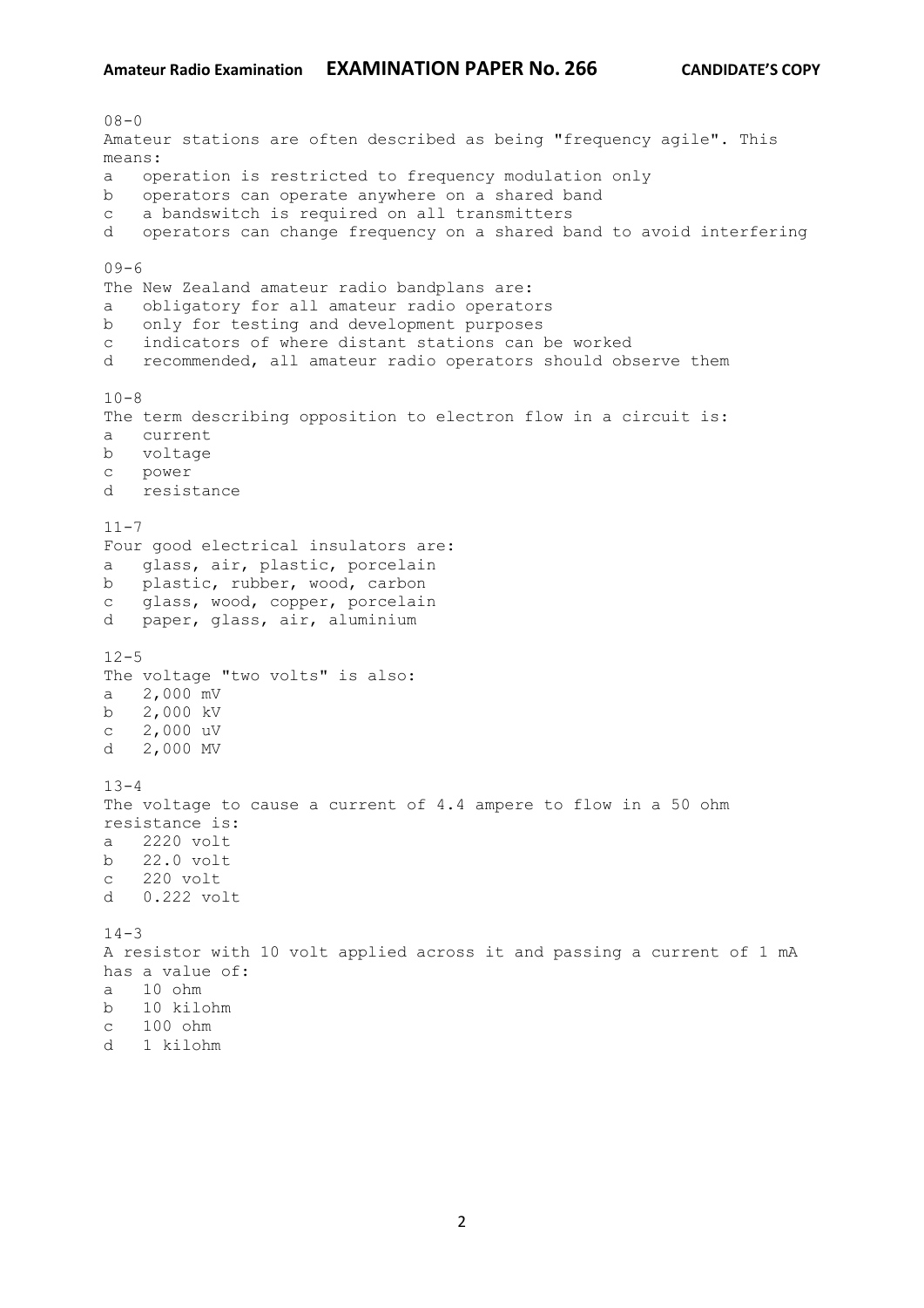08-0
Amateur stations are often described as being "frequency agile". This means:
a operation is restricted to frequency modulation only
b operators can operate anywhere on a shared band
c a bandswitch is required on all transmitters
d operators can change frequency on a shared band to avoid interfering

09-6
The New Zealand amateur radio bandplans are:
a obligatory for all amateur radio operators
b only for testing and development purposes
c indicators of where distant stations can be worked
d recommended, all amateur radio operators should observe them

10-8
The term describing opposition to electron flow in a circuit is:
a current
b voltage
c power
d resistance

11-7
Four good electrical insulators are:
a glass, air, plastic, porcelain
b plastic, rubber, wood, carbon
c glass, wood, copper, porcelain
d paper, glass, air, aluminium

12-5
The voltage "two volts" is also:
a 2,000 mV
b 2,000 kV
c 2,000 uV
d 2,000 MV

13-4
The voltage to cause a current of 4.4 ampere to flow in a 50 ohm resistance is:
a 2220 volt
b 22.0 volt
c 220 volt
d 0.222 volt

14-3
A resistor with 10 volt applied across it and passing a current of 1 mA has a value of:
a 10 ohm
b 10 kilohm
c 100 ohm
d 1 kilohm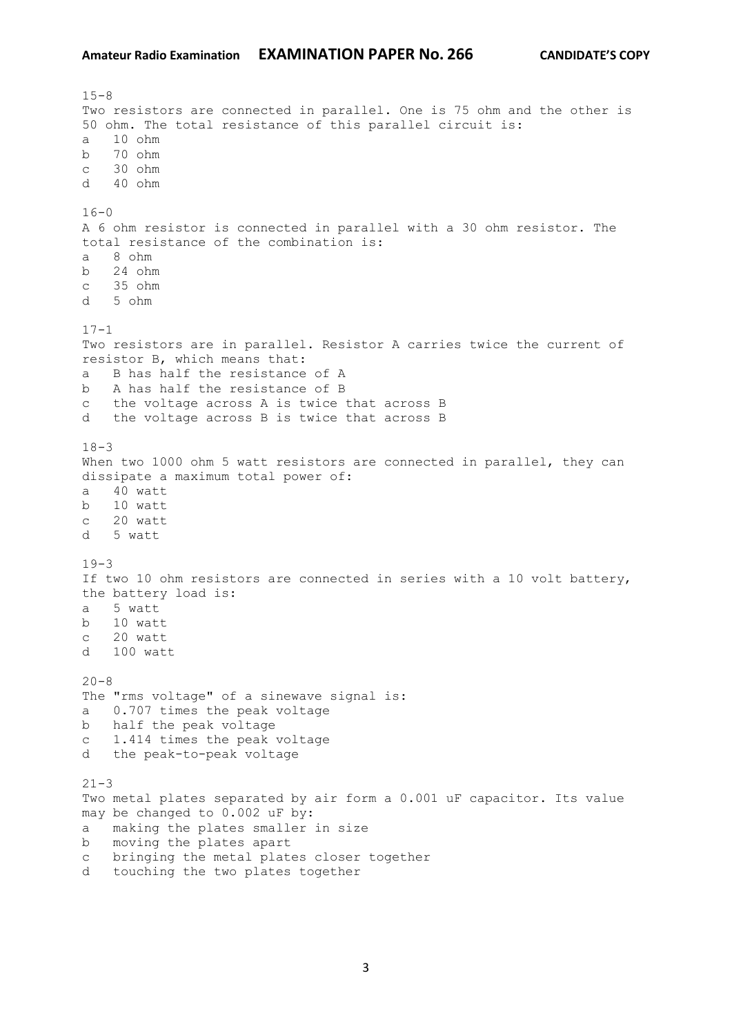15-8
Two resistors are connected in parallel. One is 75 ohm and the other is 50 ohm. The total resistance of this parallel circuit is:
a 10 ohm
b 70 ohm
c 30 ohm
d 40 ohm

16-0
A 6 ohm resistor is connected in parallel with a 30 ohm resistor. The total resistance of the combination is:
a 8 ohm
b 24 ohm
c 35 ohm
d 5 ohm

17-1
Two resistors are in parallel. Resistor A carries twice the current of resistor B, which means that:
a B has half the resistance of A
b A has half the resistance of B
c the voltage across A is twice that across B
d the voltage across B is twice that across B

18-3
When two 1000 ohm 5 watt resistors are connected in parallel, they can dissipate a maximum total power of:
a 40 watt
b 10 watt
c 20 watt
d 5 watt

19-3
If two 10 ohm resistors are connected in series with a 10 volt battery, the battery load is:
a 5 watt
b 10 watt
c 20 watt
d 100 watt

20-8
The "rms voltage" of a sinewave signal is:
a 0.707 times the peak voltage
b half the peak voltage
c 1.414 times the peak voltage
d the peak-to-peak voltage

21-3
Two metal plates separated by air form a 0.001 uF capacitor. Its value may be changed to 0.002 uF by:
a making the plates smaller in size
b moving the plates apart
c bringing the metal plates closer together
d touching the two plates together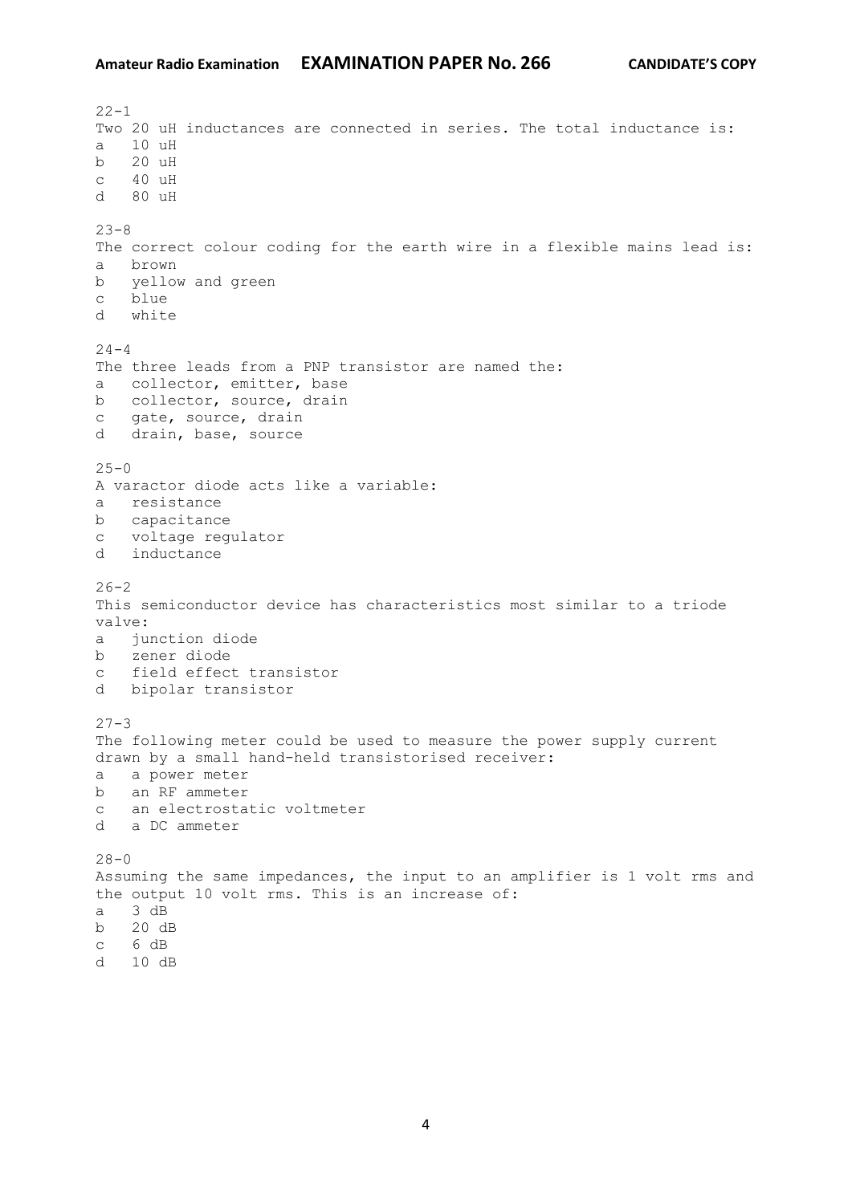22-1
Two 20 uH inductances are connected in series. The total inductance is:

- a 10 uH
- b 20 uH
- c 40 uH
- d 80 uH

23-8
The correct colour coding for the earth wire in a flexible mains lead is:

- a brown
- b yellow and green
- c blue
- d white

24-4
The three leads from a PNP transistor are named the:

- a collector, emitter, base
- b collector, source, drain
- c gate, source, drain
- d drain, base, source

25-0
A varactor diode acts like a variable:

- a resistance
- b capacitance
- c voltage regulator
- d inductance

26-2
This semiconductor device has characteristics most similar to a triode valve:

- a junction diode
- b zener diode
- c field effect transistor
- d bipolar transistor

27-3
The following meter could be used to measure the power supply current drawn by a small hand-held transistorised receiver:

- a a power meter
- b an RF ammeter
- c an electrostatic voltmeter
- d a DC ammeter

28-0
Assuming the same impedances, the input to an amplifier is 1 volt rms and the output 10 volt rms. This is an increase of:

- a 3 dB
- b 20 dB
- c 6 dB
- d 10 dB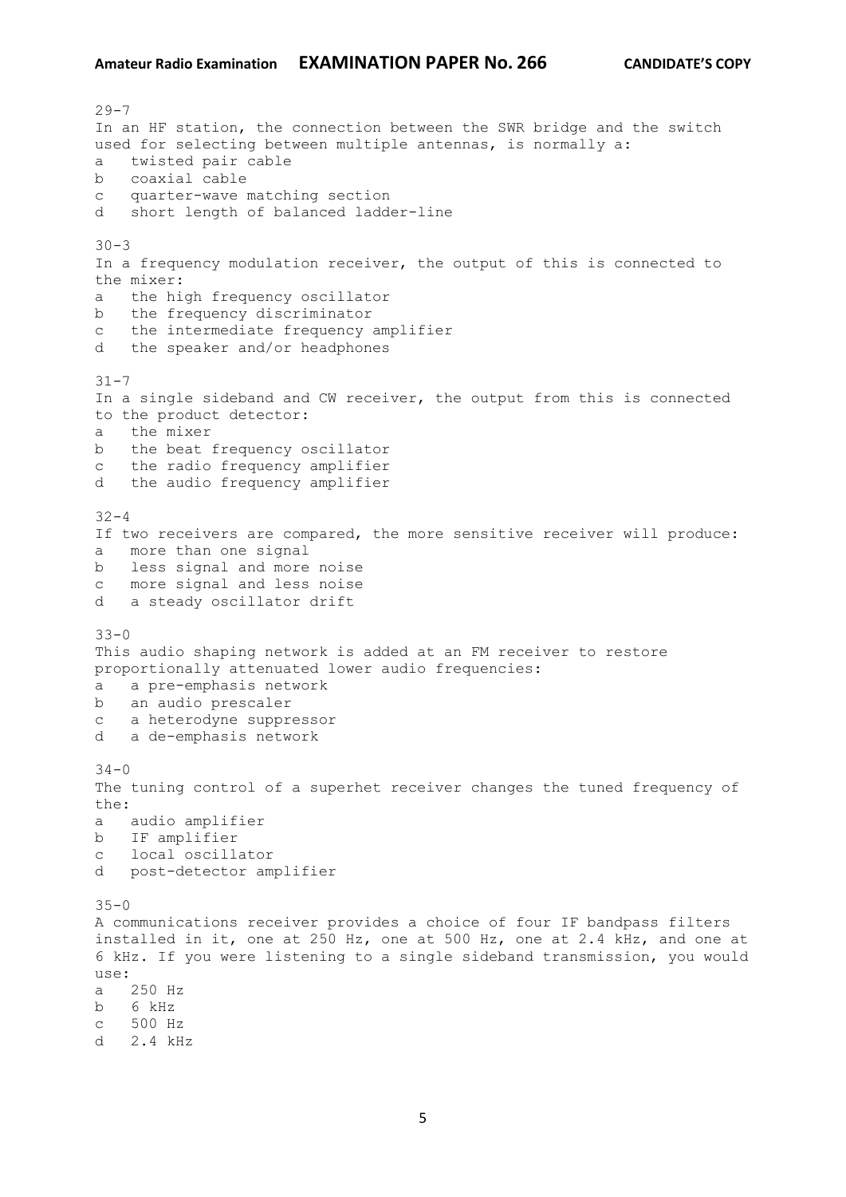29-7
In an HF station, the connection between the SWR bridge and the switch used for selecting between multiple antennas, is normally a:

a twisted pair cable
b coaxial cable
c quarter-wave matching section
d short length of balanced ladder-line

30-3
In a frequency modulation receiver, the output of this is connected to the mixer:

a the high frequency oscillator
b the frequency discriminator
c the intermediate frequency amplifier
d the speaker and/or headphones

31-7
In a single sideband and CW receiver, the output from this is connected to the product detector:

a the mixer
b the beat frequency oscillator
c the radio frequency amplifier
d the audio frequency amplifier

32-4
If two receivers are compared, the more sensitive receiver will produce:

a more than one signal
b less signal and more noise
c more signal and less noise
d a steady oscillator drift

33-0
This audio shaping network is added at an FM receiver to restore proportionally attenuated lower audio frequencies:

a a pre-emphasis network
b an audio prescaler
c a heterodyne suppressor
d a de-emphasis network

34-0
The tuning control of a superhet receiver changes the tuned frequency of the:

a audio amplifier
b IF amplifier
c local oscillator
d post-detector amplifier

35-0
A communications receiver provides a choice of four IF bandpass filters installed in it, one at 250 Hz, one at 500 Hz, one at 2.4 kHz, and one at 6 kHz. If you were listening to a single sideband transmission, you would use:

a 250 Hz
b 6 kHz
c 500 Hz
d 2.4 kHz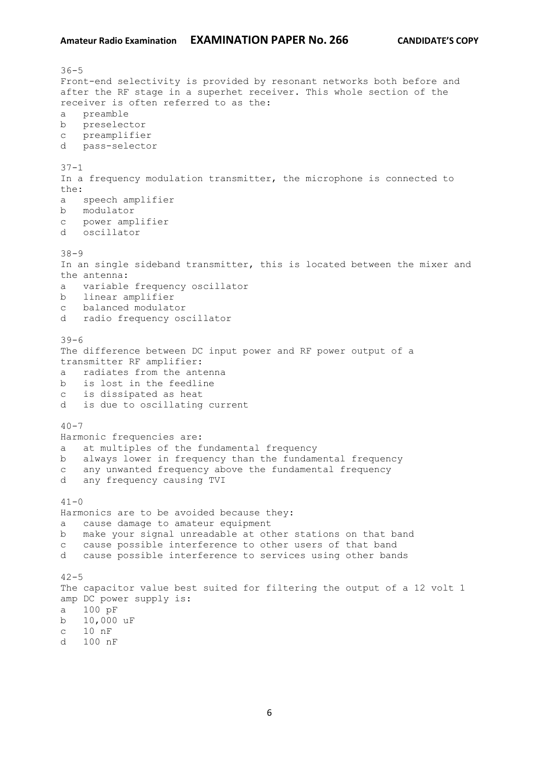36-5
Front-end selectivity is provided by resonant networks both before and after the RF stage in a superhet receiver. This whole section of the receiver is often referred to as the:

a preamble
b preselector
c preamplifier
d pass-selector

37-1
In a frequency modulation transmitter, the microphone is connected to the:

a speech amplifier
b modulator
c power amplifier
d oscillator

38-9
In an single sideband transmitter, this is located between the mixer and the antenna:

a variable frequency oscillator
b linear amplifier
c balanced modulator
d radio frequency oscillator

39-6
The difference between DC input power and RF power output of a transmitter RF amplifier:

a radiates from the antenna
b is lost in the feedline
c is dissipated as heat
d is due to oscillating current

40-7
Harmonic frequencies are:

a at multiples of the fundamental frequency
b always lower in frequency than the fundamental frequency
c any unwanted frequency above the fundamental frequency
d any frequency causing TVI

41-0
Harmonics are to be avoided because they:

a cause damage to amateur equipment
b make your signal unreadable at other stations on that band
c cause possible interference to other users of that band
d cause possible interference to services using other bands

42-5
The capacitor value best suited for filtering the output of a 12 volt 1 amp DC power supply is:

a 100 pF
b 10,000 uF
c 10 nF
d 100 nF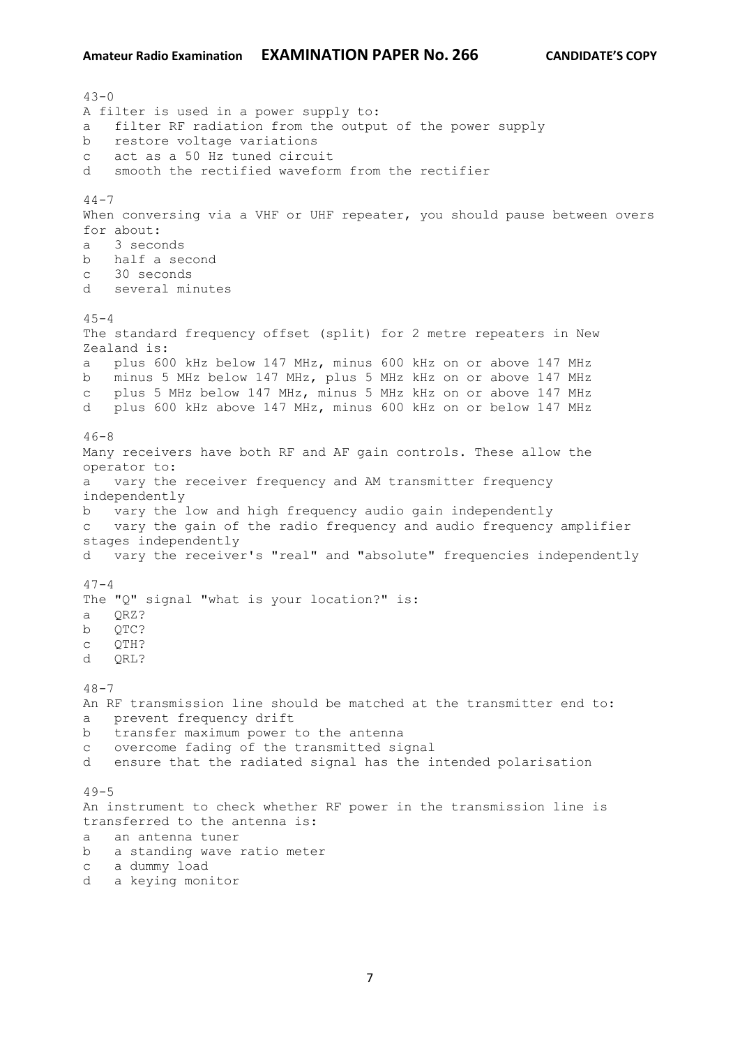43-0
A filter is used in a power supply to:
a   filter RF radiation from the output of the power supply
b   restore voltage variations
c   act as a 50 Hz tuned circuit
d   smooth the rectified waveform from the rectifier

44-7
When conversing via a VHF or UHF repeater, you should pause between overs for about:
a   3 seconds
b   half a second
c   30 seconds
d   several minutes

45-4
The standard frequency offset (split) for 2 metre repeaters in New Zealand is:
a   plus 600 kHz below 147 MHz, minus 600 kHz on or above 147 MHz
b   minus 5 MHz below 147 MHz, plus 5 MHz kHz on or above 147 MHz
c   plus 5 MHz below 147 MHz, minus 5 MHz kHz on or above 147 MHz
d   plus 600 kHz above 147 MHz, minus 600 kHz on or below 147 MHz

46-8
Many receivers have both RF and AF gain controls. These allow the operator to:
a   vary the receiver frequency and AM transmitter frequency independently
b   vary the low and high frequency audio gain independently
c   vary the gain of the radio frequency and audio frequency amplifier stages independently
d   vary the receiver's "real" and "absolute" frequencies independently

47-4
The "Q" signal "what is your location?" is:
a   QRZ?
b   QTC?
c   QTH?
d   QRL?

48-7
An RF transmission line should be matched at the transmitter end to:
a   prevent frequency drift
b   transfer maximum power to the antenna
c   overcome fading of the transmitted signal
d   ensure that the radiated signal has the intended polarisation

49-5
An instrument to check whether RF power in the transmission line is transferred to the antenna is:
a   an antenna tuner
b   a standing wave ratio meter
c   a dummy load
d   a keying monitor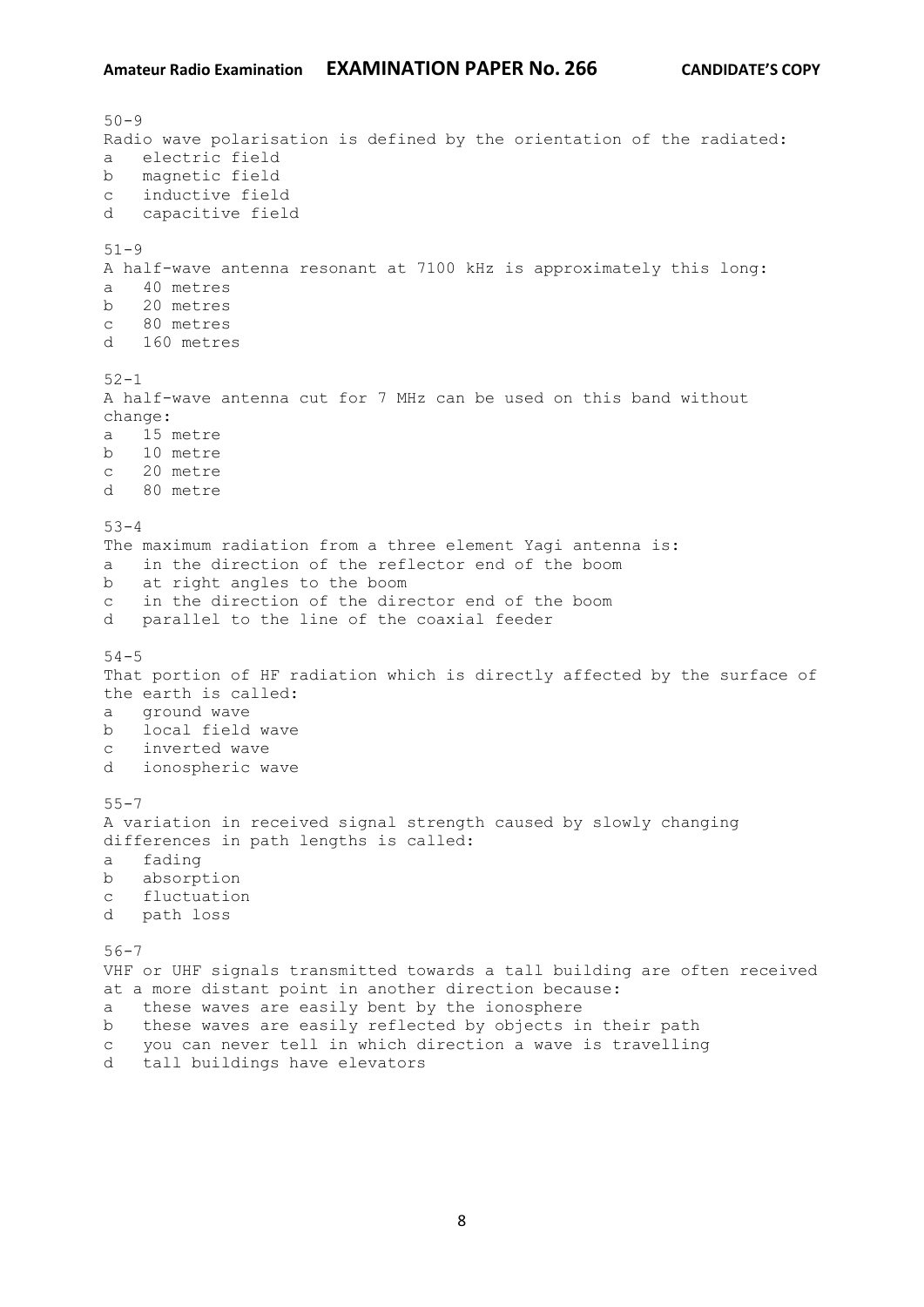50-9
Radio wave polarisation is defined by the orientation of the radiated:
a electric field
b magnetic field
c inductive field
d capacitive field

51-9
A half-wave antenna resonant at 7100 kHz is approximately this long:
a 40 metres
b 20 metres
c 80 metres
d 160 metres

52-1
A half-wave antenna cut for 7 MHz can be used on this band without change:
a 15 metre
b 10 metre
c 20 metre
d 80 metre

53-4
The maximum radiation from a three element Yagi antenna is:
a in the direction of the reflector end of the boom
b at right angles to the boom
c in the direction of the director end of the boom
d parallel to the line of the coaxial feeder

54-5
That portion of HF radiation which is directly affected by the surface of the earth is called:
a ground wave
b local field wave
c inverted wave
d ionospheric wave

55-7
A variation in received signal strength caused by slowly changing differences in path lengths is called:
a fading
b absorption
c fluctuation
d path loss

56-7
VHF or UHF signals transmitted towards a tall building are often received at a more distant point in another direction because:
a these waves are easily bent by the ionosphere
b these waves are easily reflected by objects in their path
c you can never tell in which direction a wave is travelling
d tall buildings have elevators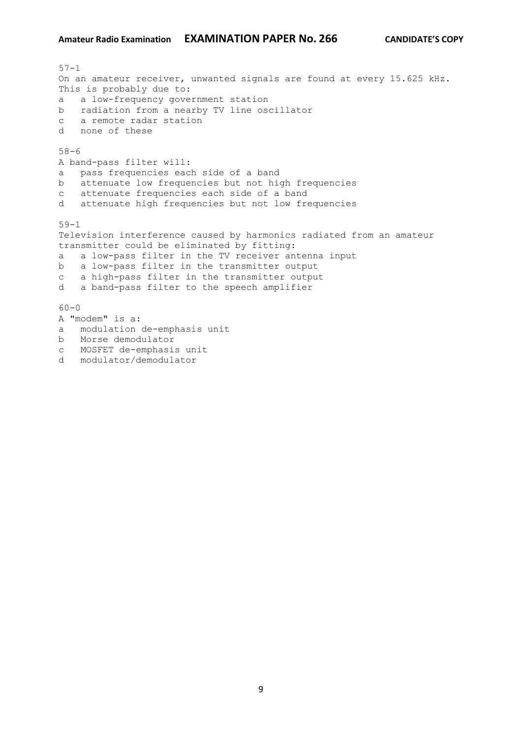57-1
On an amateur receiver, unwanted signals are found at every 15.625 kHz. This is probably due to:
a a low-frequency government station
b radiation from a nearby TV line oscillator
c a remote radar station
d none of these

58-6
A band-pass filter will:
a pass frequencies each side of a band
b attenuate low frequencies but not high frequencies
c attenuate frequencies each side of a band
d attenuate high frequencies but not low frequencies

59-1
Television interference caused by harmonics radiated from an amateur transmitter could be eliminated by fitting:
a a low-pass filter in the TV receiver antenna input
b a low-pass filter in the transmitter output
c a high-pass filter in the transmitter output
d a band-pass filter to the speech amplifier

60-0
A "modem" is a:
a modulation de-emphasis unit
b Morse demodulator
c MOSFET de-emphasis unit
d modulator/demodulator